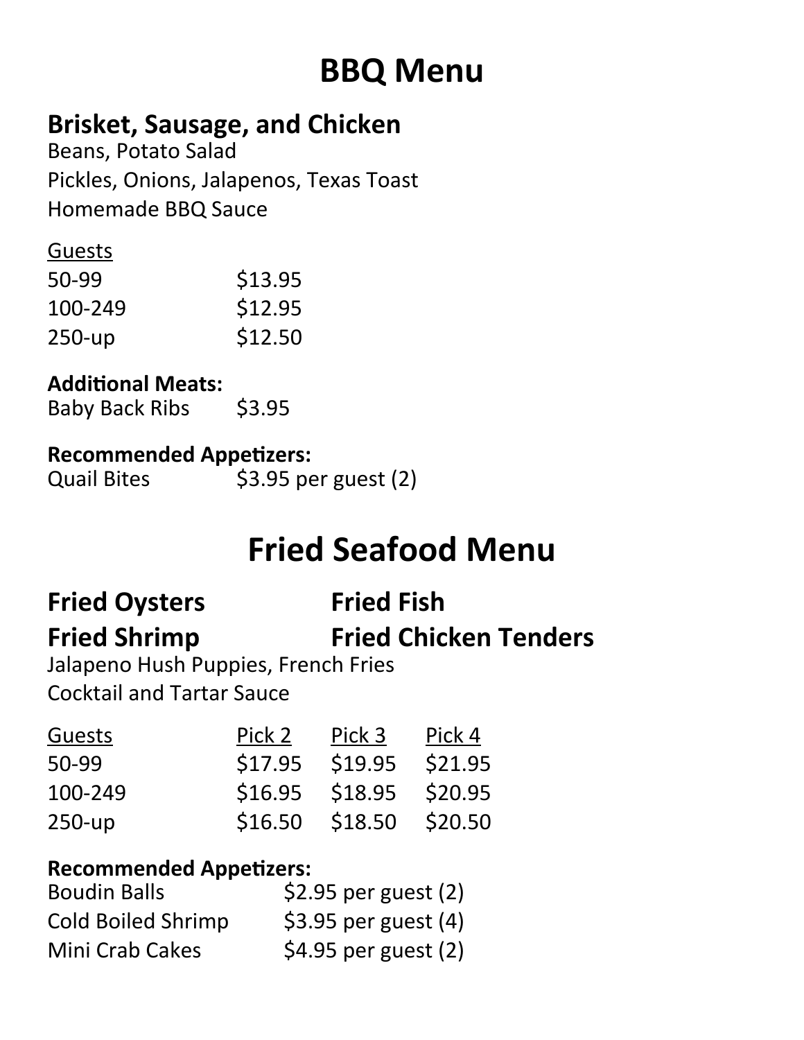# BBQ Menu

## Brisket, Sausage, and Chicken

Beans, Potato Salad

Pickles, Onions, Jalapenos, Texas Toast

Homemade BBQ Sauce

| Guests | |
|---|---|
| 50-99 | $13.95 |
| 100-249 | $12.95 |
| 250-up | $12.50 |

**Additional Meats:**

Baby Back Ribs $3.95

**Recommended Appetizers:**

Quail Bites $3.95 per guest (2)

# Fried Seafood Menu

## Fried Oysters Fried Fish

## Fried Shrimp Fried Chicken Tenders

Jalapeno Hush Puppies, French Fries

Cocktail and Tartar Sauce

| Guests | Pick 2 | Pick 3 | Pick 4 |
|---|---|---|---|
| 50-99 | $17.95 | $19.95 | $21.95 |
| 100-249 | $16.95 | $18.95 | $20.95 |
| 250-up | $16.50 | $18.50 | $20.50 |

**Recommended Appetizers:**

Boudin Balls $2.95 per guest (2)

Cold Boiled Shrimp $3.95 per guest (4)

Mini Crab Cakes $4.95 per guest (2)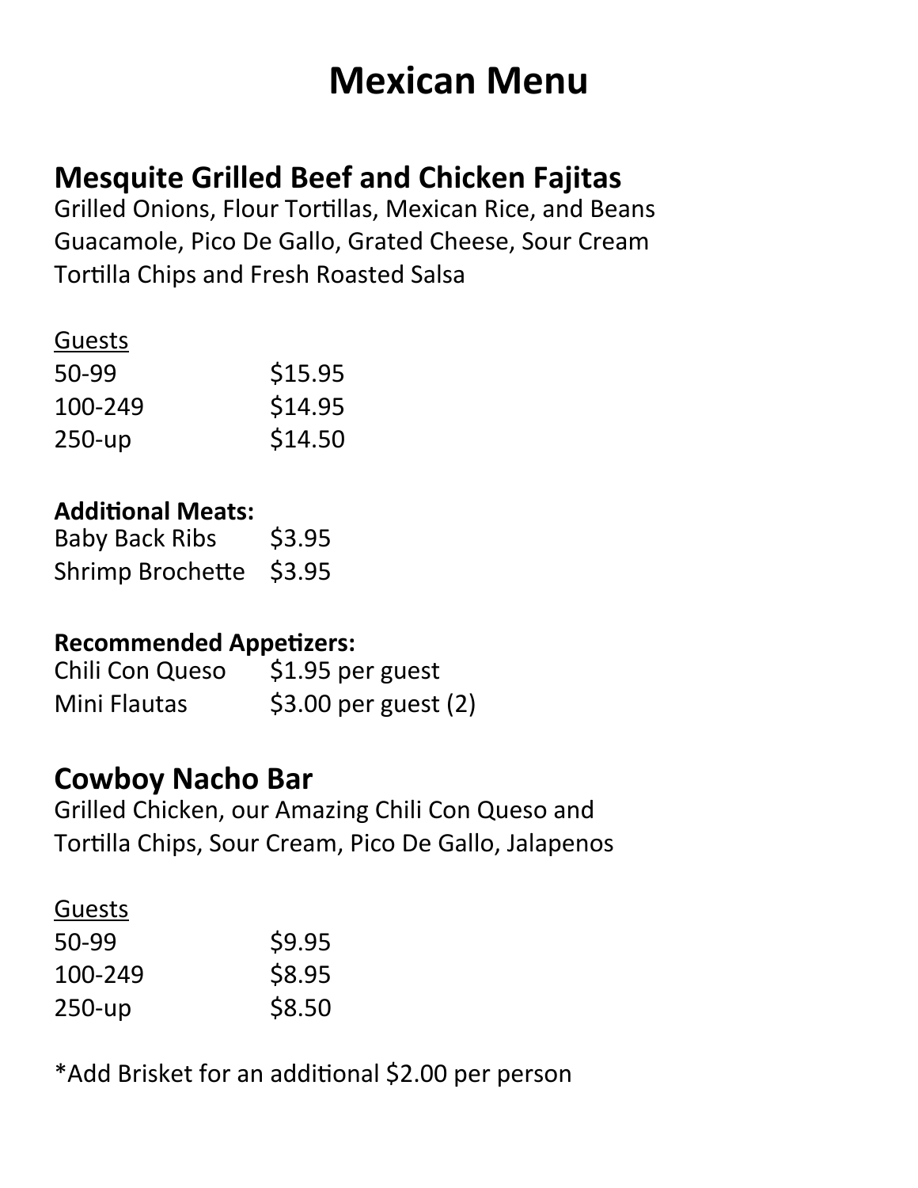# Mexican Menu

## Mesquite Grilled Beef and Chicken Fajitas

Grilled Onions, Flour Tortillas, Mexican Rice, and Beans
Guacamole, Pico De Gallo, Grated Cheese, Sour Cream
Tortilla Chips and Fresh Roasted Salsa

| Guests | |
|---|---|
| 50-99 | $15.95 |
| 100-249 | $14.95 |
| 250-up | $14.50 |

**Additional Meats:**

| | |
|---|---|
| Baby Back Ribs | $3.95 |
| Shrimp Brochette | $3.95 |

**Recommended Appetizers:**

| | |
|---|---|
| Chili Con Queso | $1.95 per guest |
| Mini Flautas | $3.00 per guest (2) |

## Cowboy Nacho Bar

Grilled Chicken, our Amazing Chili Con Queso and
Tortilla Chips, Sour Cream, Pico De Gallo, Jalapenos

| Guests | |
|---|---|
| 50-99 | $9.95 |
| 100-249 | $8.95 |
| 250-up | $8.50 |

*Add Brisket for an additional $2.00 per person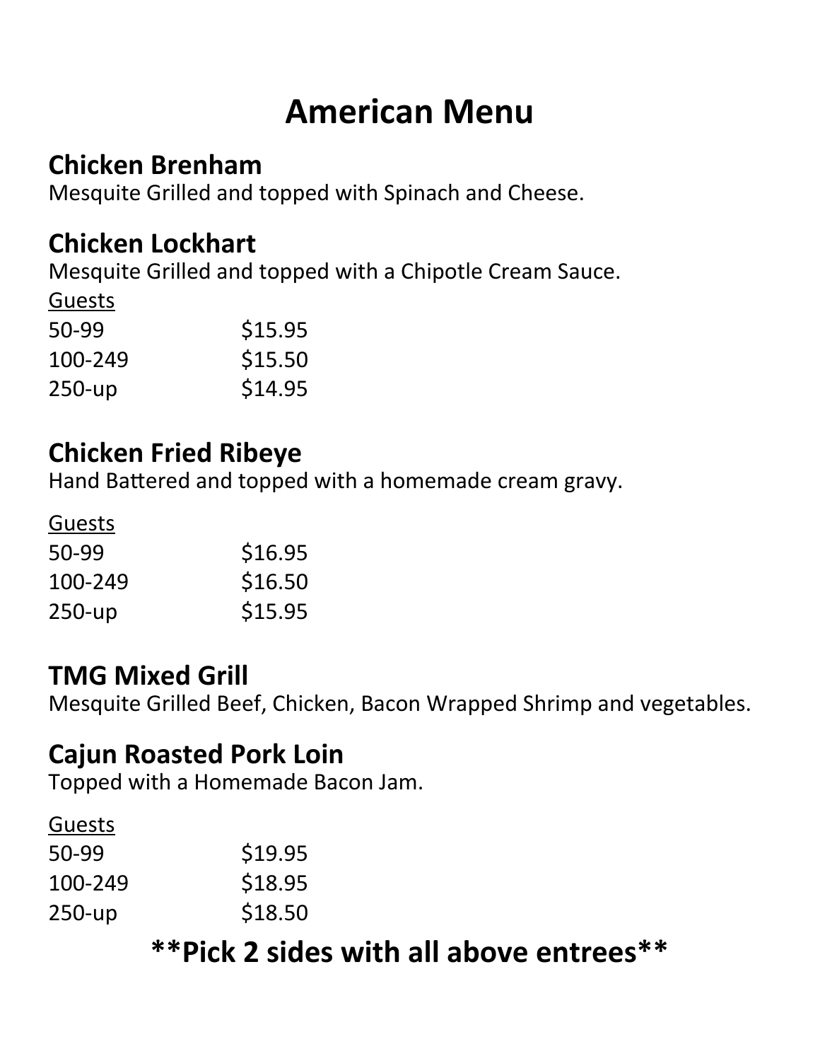# American Menu

## Chicken Brenham

Mesquite Grilled and topped with Spinach and Cheese.

## Chicken Lockhart

Mesquite Grilled and topped with a Chipotle Cream Sauce.

| Guests | |
|---|---|
| 50-99 | $15.95 |
| 100-249 | $15.50 |
| 250-up | $14.95 |

## Chicken Fried Ribeye

Hand Battered and topped with a homemade cream gravy.

| Guests | |
|---|---|
| 50-99 | $16.95 |
| 100-249 | $16.50 |
| 250-up | $15.95 |

## TMG Mixed Grill

Mesquite Grilled Beef, Chicken, Bacon Wrapped Shrimp and vegetables.

## Cajun Roasted Pork Loin

Topped with a Homemade Bacon Jam.

| Guests | |
|---|---|
| 50-99 | $19.95 |
| 100-249 | $18.95 |
| 250-up | $18.50 |

**\*\*Pick 2 sides with all above entrees\*\***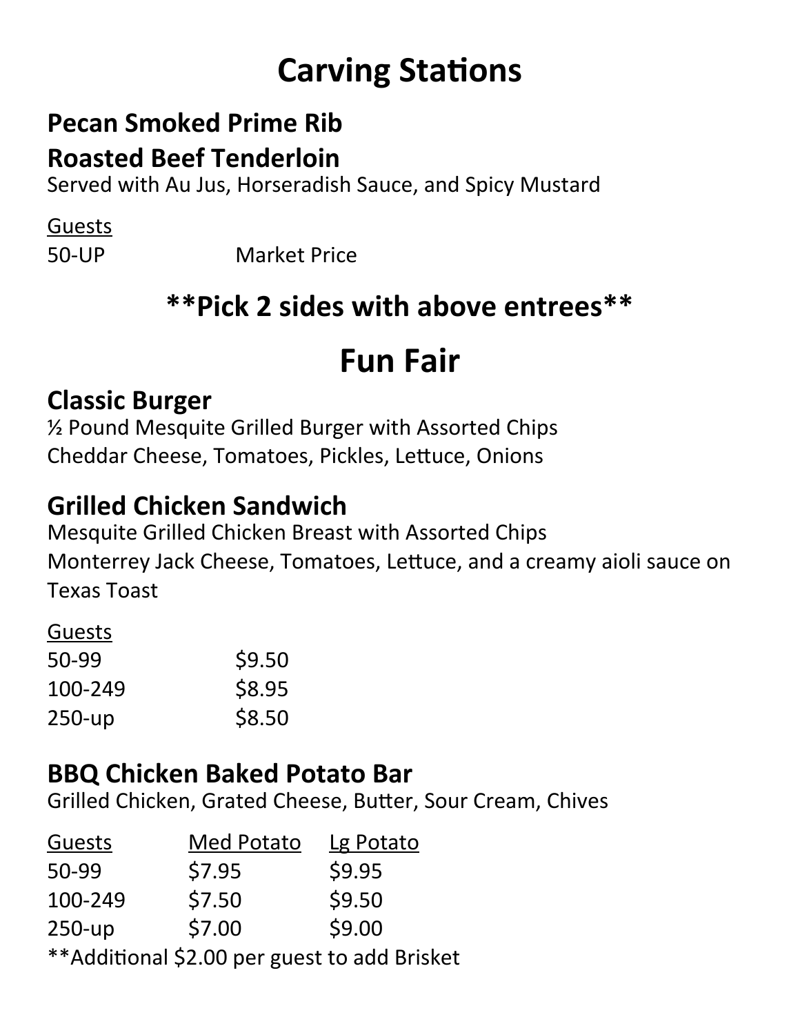# Carving Stations

### Pecan Smoked Prime Rib

### Roasted Beef Tenderloin

Served with Au Jus, Horseradish Sauce, and Spicy Mustard

| Guests | |
|---|---|
| 50-UP | Market Price |

## **Pick 2 sides with above entrees**

# Fun Fair

### Classic Burger

½ Pound Mesquite Grilled Burger with Assorted Chips
Cheddar Cheese, Tomatoes, Pickles, Lettuce, Onions

### Grilled Chicken Sandwich

Mesquite Grilled Chicken Breast with Assorted Chips
Monterrey Jack Cheese, Tomatoes, Lettuce, and a creamy aioli sauce on Texas Toast

| Guests | |
|---|---|
| 50-99 | $9.50 |
| 100-249 | $8.95 |
| 250-up | $8.50 |

### BBQ Chicken Baked Potato Bar

Grilled Chicken, Grated Cheese, Butter, Sour Cream, Chives

| Guests | Med Potato | Lg Potato |
|---|---|---|
| 50-99 | $7.95 | $9.95 |
| 100-249 | $7.50 | $9.50 |
| 250-up | $7.00 | $9.00 |

**Additional $2.00 per guest to add Brisket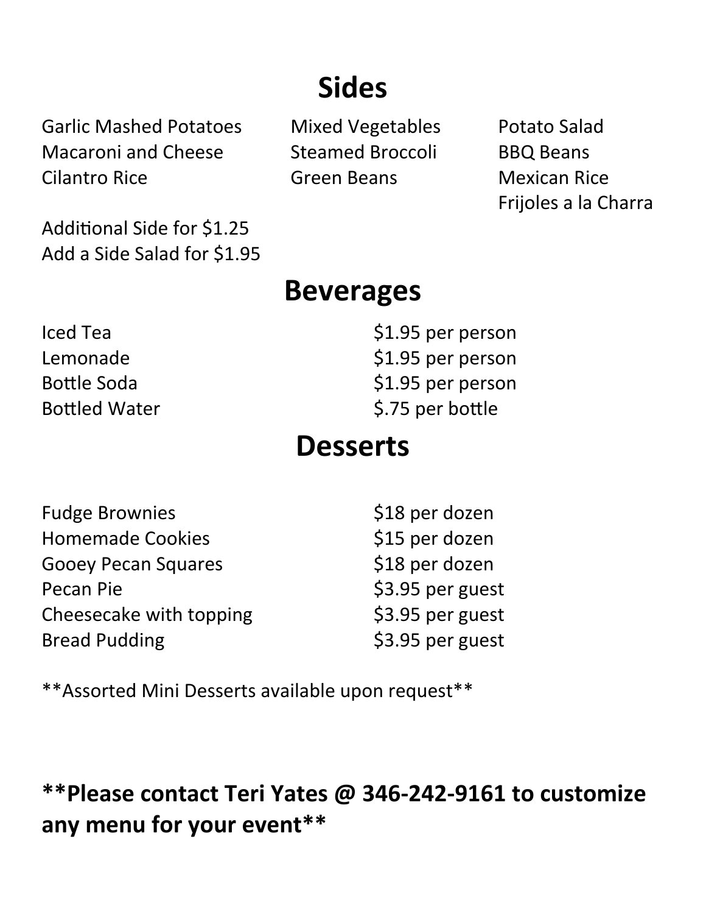## Sides

Garlic Mashed Potatoes
Macaroni and Cheese
Cilantro Rice

Mixed Vegetables
Steamed Broccoli
Green Beans

Potato Salad
BBQ Beans
Mexican Rice
Frijoles a la Charra

Additional Side for $1.25
Add a Side Salad for $1.95

## Beverages

| | |
|---|---|
| Iced Tea | $1.95 per person |
| Lemonade | $1.95 per person |
| Bottle Soda | $1.95 per person |
| Bottled Water | $.75 per bottle |

## Desserts

| | |
|---|---|
| Fudge Brownies | $18 per dozen |
| Homemade Cookies | $15 per dozen |
| Gooey Pecan Squares | $18 per dozen |
| Pecan Pie | $3.95 per guest |
| Cheesecake with topping | $3.95 per guest |
| Bread Pudding | $3.95 per guest |

**Assorted Mini Desserts available upon request**

**\*\*Please contact Teri Yates @ 346-242-9161 to customize any menu for your event\*\***